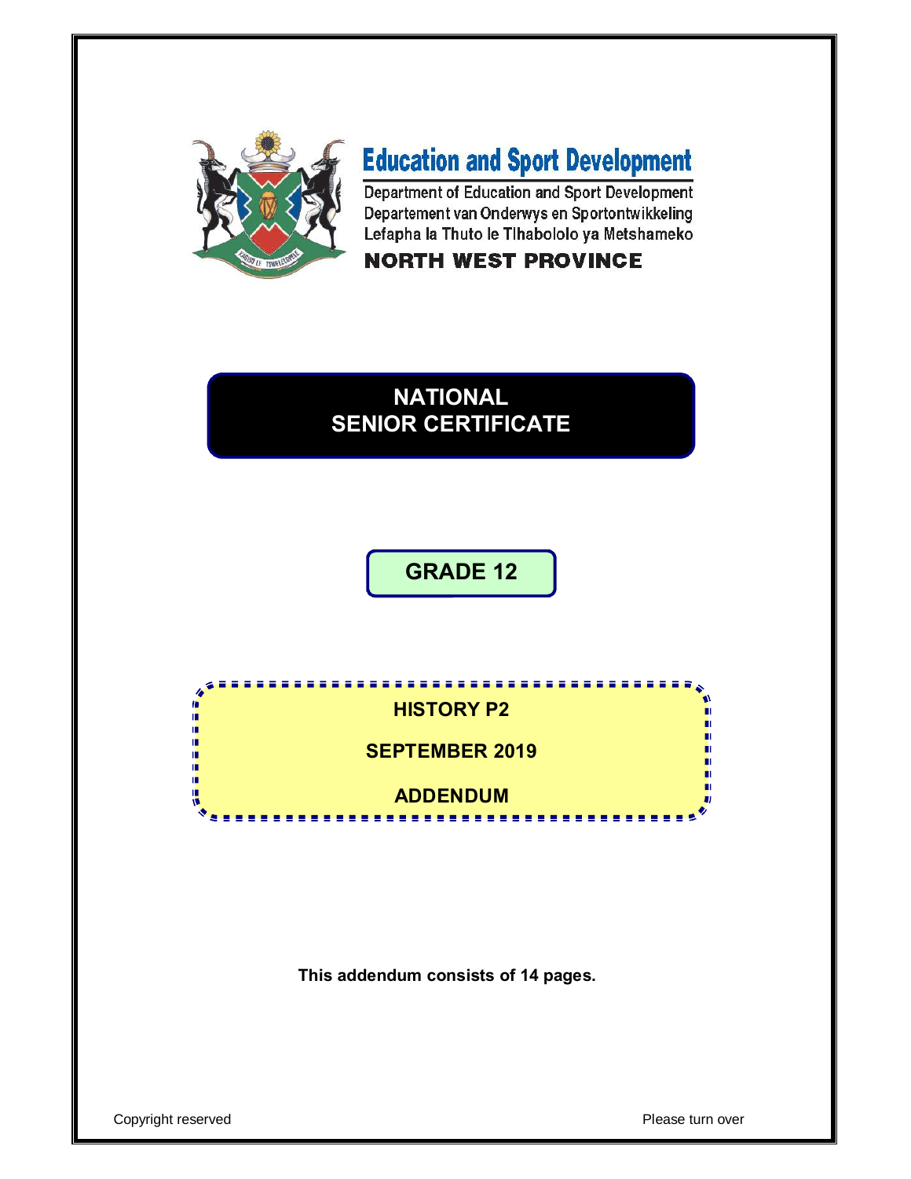# Education and Sport Development

Department of Education and Sport Development
Departement van Onderwys en Sportontwikkeling
Lefapha la Thuto le Tlhabololo ya Metshameko

**NORTH WEST PROVINCE**

## NATIONAL SENIOR CERTIFICATE

## GRADE 12

**HISTORY P2**

**SEPTEMBER 2019**

**ADDENDUM**

**This addendum consists of 14 pages.**

Copyright reserved

Please turn over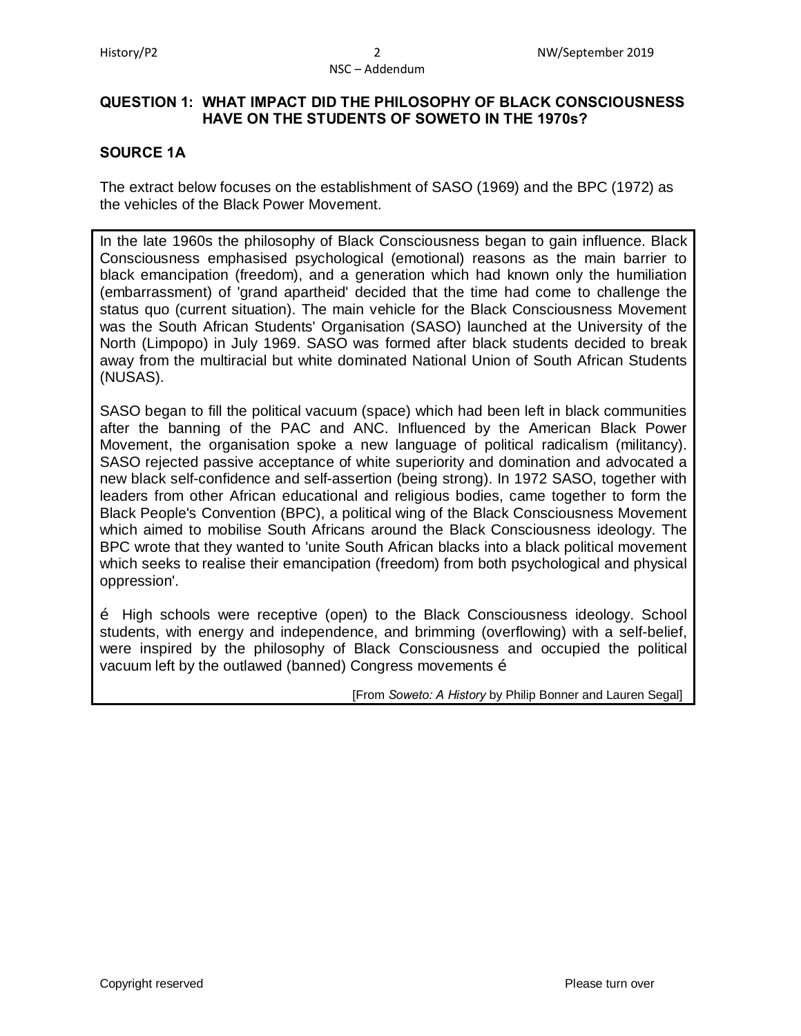## QUESTION 1: WHAT IMPACT DID THE PHILOSOPHY OF BLACK CONSCIOUSNESS HAVE ON THE STUDENTS OF SOWETO IN THE 1970s?

### SOURCE 1A

The extract below focuses on the establishment of SASO (1969) and the BPC (1972) as the vehicles of the Black Power Movement.

In the late 1960s the philosophy of Black Consciousness began to gain influence. Black Consciousness emphasised psychological (emotional) reasons as the main barrier to black emancipation (freedom), and a generation which had known only the humiliation (embarrassment) of 'grand apartheid' decided that the time had come to challenge the status quo (current situation). The main vehicle for the Black Consciousness Movement was the South African Students' Organisation (SASO) launched at the University of the North (Limpopo) in July 1969. SASO was formed after black students decided to break away from the multiracial but white dominated National Union of South African Students (NUSAS).

SASO began to fill the political vacuum (space) which had been left in black communities after the banning of the PAC and ANC. Influenced by the American Black Power Movement, the organisation spoke a new language of political radicalism (militancy). SASO rejected passive acceptance of white superiority and domination and advocated a new black self-confidence and self-assertion (being strong). In 1972 SASO, together with leaders from other African educational and religious bodies, came together to form the Black People's Convention (BPC), a political wing of the Black Consciousness Movement which aimed to mobilise South Africans around the Black Consciousness ideology. The BPC wrote that they wanted to 'unite South African blacks into a black political movement which seeks to realise their emancipation (freedom) from both psychological and physical oppression'.

é High schools were receptive (open) to the Black Consciousness ideology. School students, with energy and independence, and brimming (overflowing) with a self-belief, were inspired by the philosophy of Black Consciousness and occupied the political vacuum left by the outlawed (banned) Congress movements é

[From *Soweto: A History* by Philip Bonner and Lauren Segal]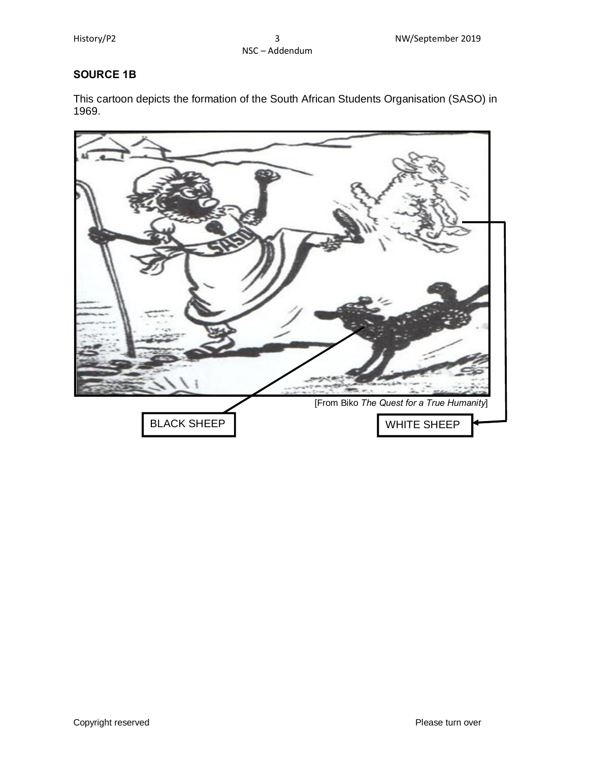**SOURCE 1B**

This cartoon depicts the formation of the South African Students Organisation (SASO) in 1969.

[From Biko *The Quest for a True Humanity*]

BLACK SHEEP

WHITE SHEEP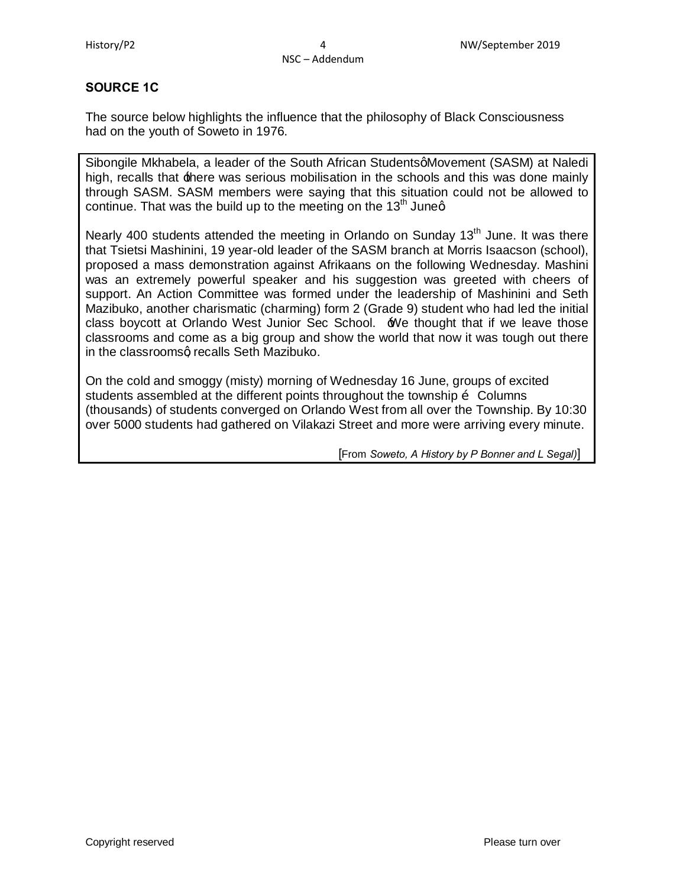**SOURCE 1C**

The source below highlights the influence that the philosophy of Black Consciousness had on the youth of Soweto in 1976.

Sibongile Mkhabela, a leader of the South African Students' Movement (SASM) at Naledi high, recalls that 'there was serious mobilisation in the schools and this was done mainly through SASM. SASM members were saying that this situation could not be allowed to continue. That was the build up to the meeting on the 13th June'.

Nearly 400 students attended the meeting in Orlando on Sunday 13th June. It was there that Tsietsi Mashinini, 19 year-old leader of the SASM branch at Morris Isaacson (school), proposed a mass demonstration against Afrikaans on the following Wednesday. Mashini was an extremely powerful speaker and his suggestion was greeted with cheers of support. An Action Committee was formed under the leadership of Mashinini and Seth Mazibuko, another charismatic (charming) form 2 (Grade 9) student who had led the initial class boycott at Orlando West Junior Sec School. 'We thought that if we leave those classrooms and come as a big group and show the world that now it was tough out there in the classrooms', recalls Seth Mazibuko.

On the cold and smoggy (misty) morning of Wednesday 16 June, groups of excited students assembled at the different points throughout the township … Columns (thousands) of students converged on Orlando West from all over the Township. By 10:30 over 5000 students had gathered on Vilakazi Street and more were arriving every minute.

[From *Soweto, A History by P Bonner and L Segal)*]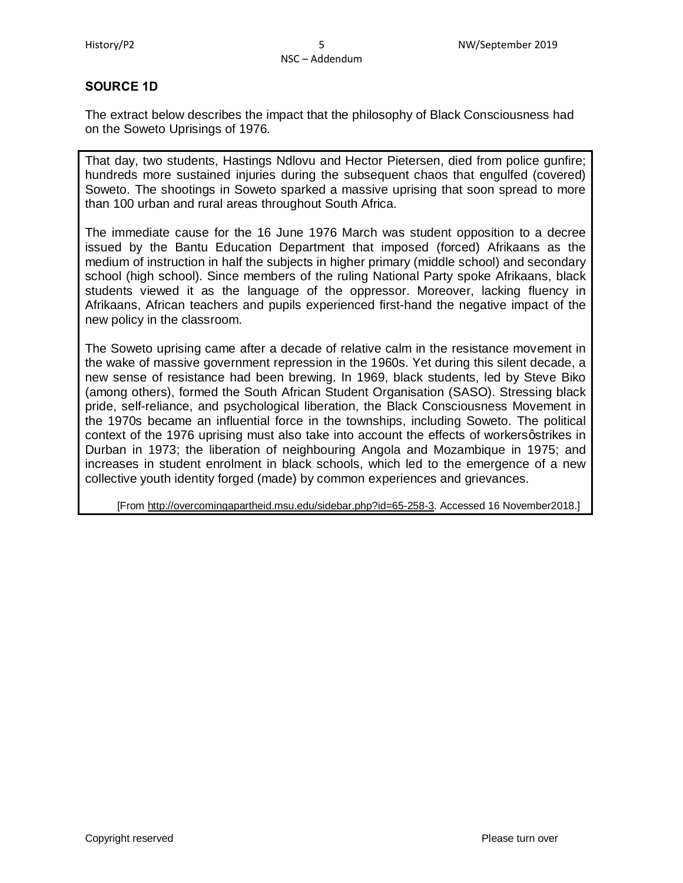## SOURCE 1D

The extract below describes the impact that the philosophy of Black Consciousness had on the Soweto Uprisings of 1976.

That day, two students, Hastings Ndlovu and Hector Pietersen, died from police gunfire; hundreds more sustained injuries during the subsequent chaos that engulfed (covered) Soweto. The shootings in Soweto sparked a massive uprising that soon spread to more than 100 urban and rural areas throughout South Africa.

The immediate cause for the 16 June 1976 March was student opposition to a decree issued by the Bantu Education Department that imposed (forced) Afrikaans as the medium of instruction in half the subjects in higher primary (middle school) and secondary school (high school). Since members of the ruling National Party spoke Afrikaans, black students viewed it as the language of the oppressor. Moreover, lacking fluency in Afrikaans, African teachers and pupils experienced first-hand the negative impact of the new policy in the classroom.

The Soweto uprising came after a decade of relative calm in the resistance movement in the wake of massive government repression in the 1960s. Yet during this silent decade, a new sense of resistance had been brewing. In 1969, black students, led by Steve Biko (among others), formed the South African Student Organisation (SASO). Stressing black pride, self-reliance, and psychological liberation, the Black Consciousness Movement in the 1970s became an influential force in the townships, including Soweto. The political context of the 1976 uprising must also take into account the effects of workersǫstrikes in Durban in 1973; the liberation of neighbouring Angola and Mozambique in 1975; and increases in student enrolment in black schools, which led to the emergence of a new collective youth identity forged (made) by common experiences and grievances.

[From http://overcomingapartheid.msu.edu/sidebar.php?id=65-258-3. Accessed 16 November2018.]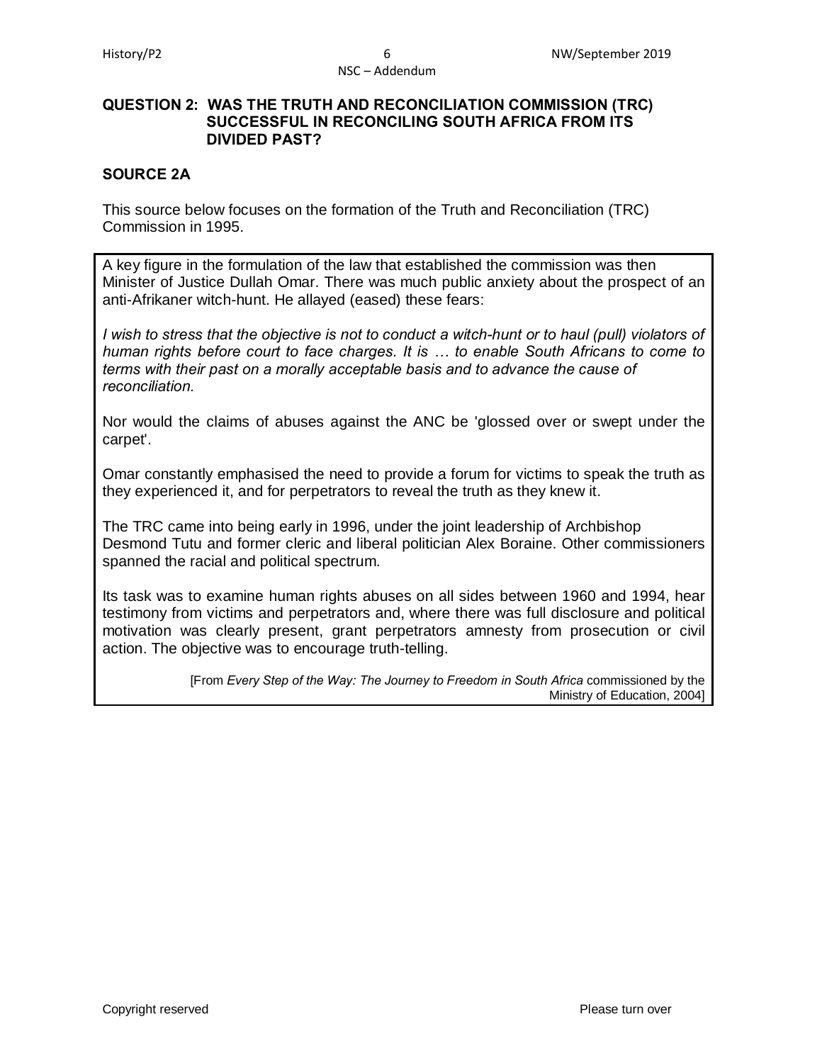## QUESTION 2: WAS THE TRUTH AND RECONCILIATION COMMISSION (TRC) SUCCESSFUL IN RECONCILING SOUTH AFRICA FROM ITS DIVIDED PAST?

### SOURCE 2A

This source below focuses on the formation of the Truth and Reconciliation (TRC) Commission in 1995.

A key figure in the formulation of the law that established the commission was then Minister of Justice Dullah Omar. There was much public anxiety about the prospect of an anti-Afrikaner witch-hunt. He allayed (eased) these fears:

*I wish to stress that the objective is not to conduct a witch-hunt or to haul (pull) violators of human rights before court to face charges. It is … to enable South Africans to come to terms with their past on a morally acceptable basis and to advance the cause of reconciliation.*

Nor would the claims of abuses against the ANC be 'glossed over or swept under the carpet'.

Omar constantly emphasised the need to provide a forum for victims to speak the truth as they experienced it, and for perpetrators to reveal the truth as they knew it.

The TRC came into being early in 1996, under the joint leadership of Archbishop Desmond Tutu and former cleric and liberal politician Alex Boraine. Other commissioners spanned the racial and political spectrum.

Its task was to examine human rights abuses on all sides between 1960 and 1994, hear testimony from victims and perpetrators and, where there was full disclosure and political motivation was clearly present, grant perpetrators amnesty from prosecution or civil action. The objective was to encourage truth-telling.

[From *Every Step of the Way: The Journey to Freedom in South Africa* commissioned by the Ministry of Education, 2004]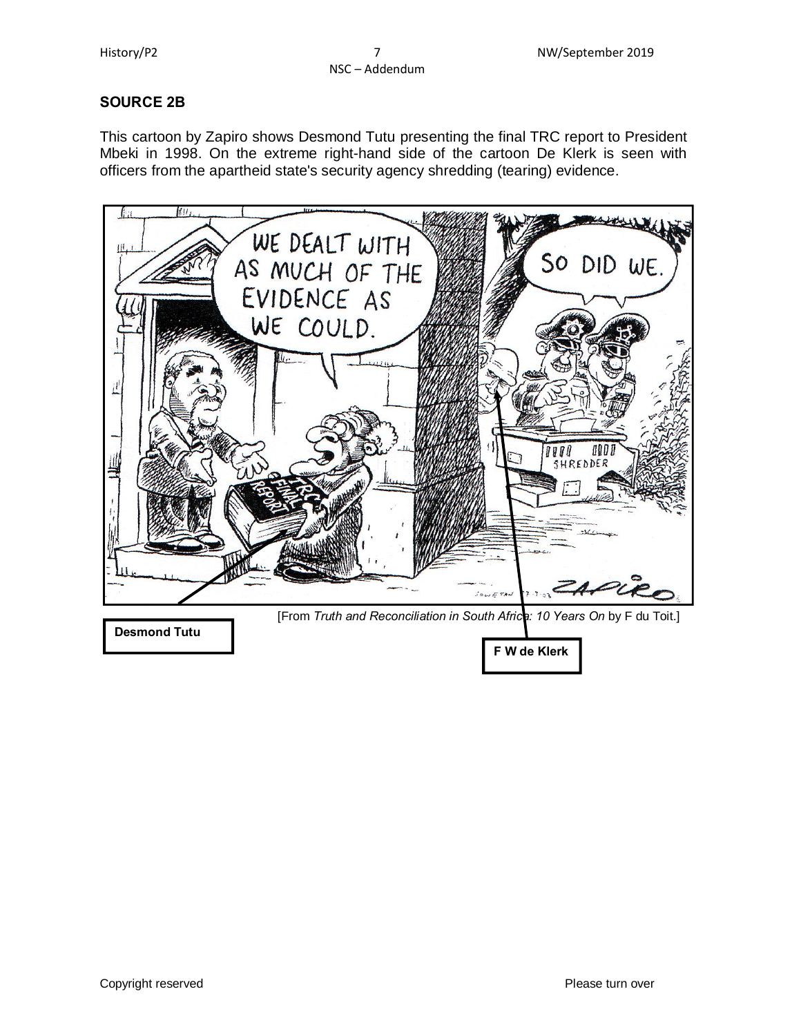## SOURCE 2B

This cartoon by Zapiro shows Desmond Tutu presenting the final TRC report to President Mbeki in 1998. On the extreme right-hand side of the cartoon De Klerk is seen with officers from the apartheid state's security agency shredding (tearing) evidence.

WE DEALT WITH AS MUCH OF THE EVIDENCE AS WE COULD.

SO DID WE.

TRC FINAL REPORT

SHREDDER

Desmond Tutu

F W de Klerk

[From *Truth and Reconciliation in South Africa: 10 Years On* by F du Toit.]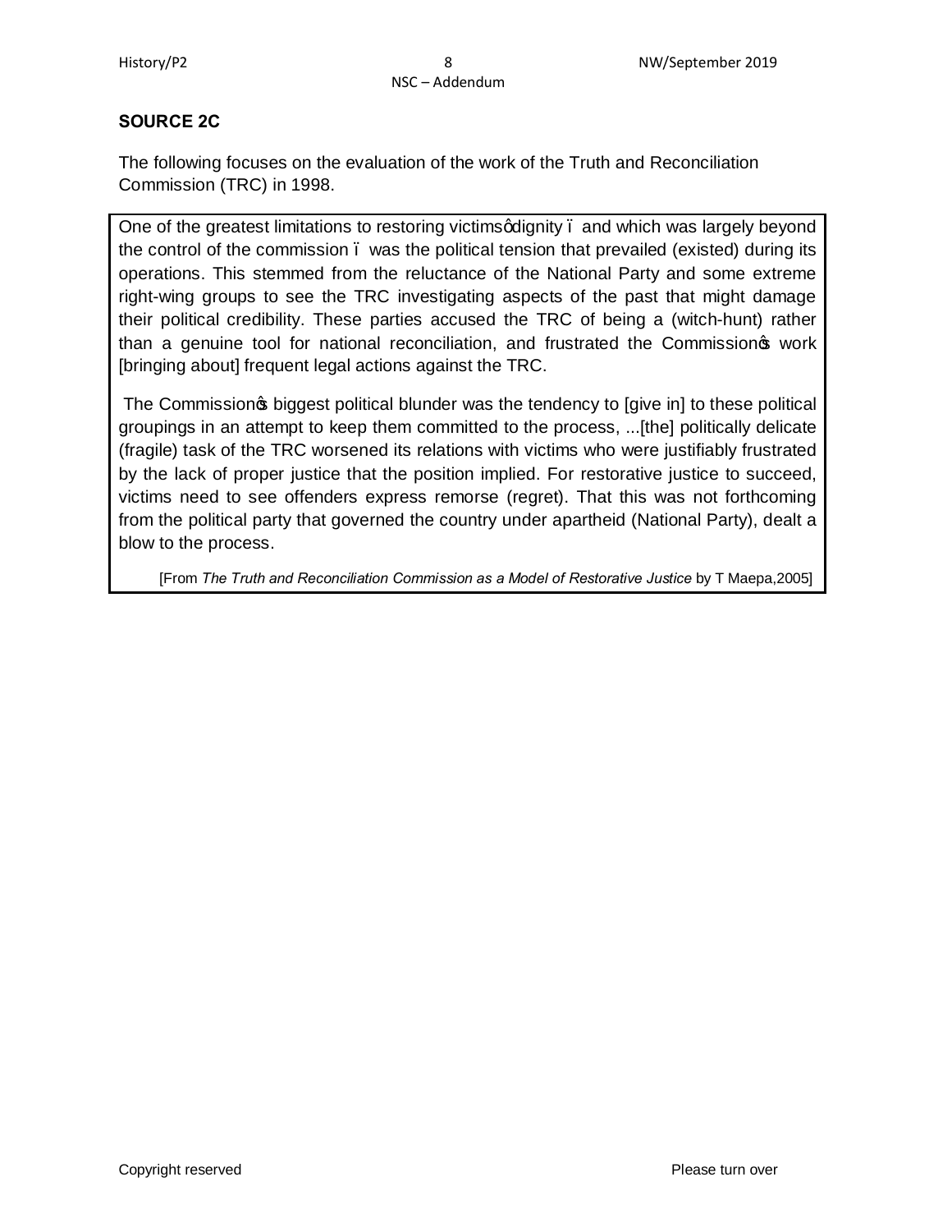**SOURCE 2C**

The following focuses on the evaluation of the work of the Truth and Reconciliation Commission (TRC) in 1998.

One of the greatest limitations to restoring victims' dignity – and which was largely beyond the control of the commission – was the political tension that prevailed (existed) during its operations. This stemmed from the reluctance of the National Party and some extreme right-wing groups to see the TRC investigating aspects of the past that might damage their political credibility. These parties accused the TRC of being a (witch-hunt) rather than a genuine tool for national reconciliation, and frustrated the Commission's work [bringing about] frequent legal actions against the TRC.

The Commission's biggest political blunder was the tendency to [give in] to these political groupings in an attempt to keep them committed to the process, ...[the] politically delicate (fragile) task of the TRC worsened its relations with victims who were justifiably frustrated by the lack of proper justice that the position implied. For restorative justice to succeed, victims need to see offenders express remorse (regret). That this was not forthcoming from the political party that governed the country under apartheid (National Party), dealt a blow to the process.

[From *The Truth and Reconciliation Commission as a Model of Restorative Justice* by T Maepa,2005]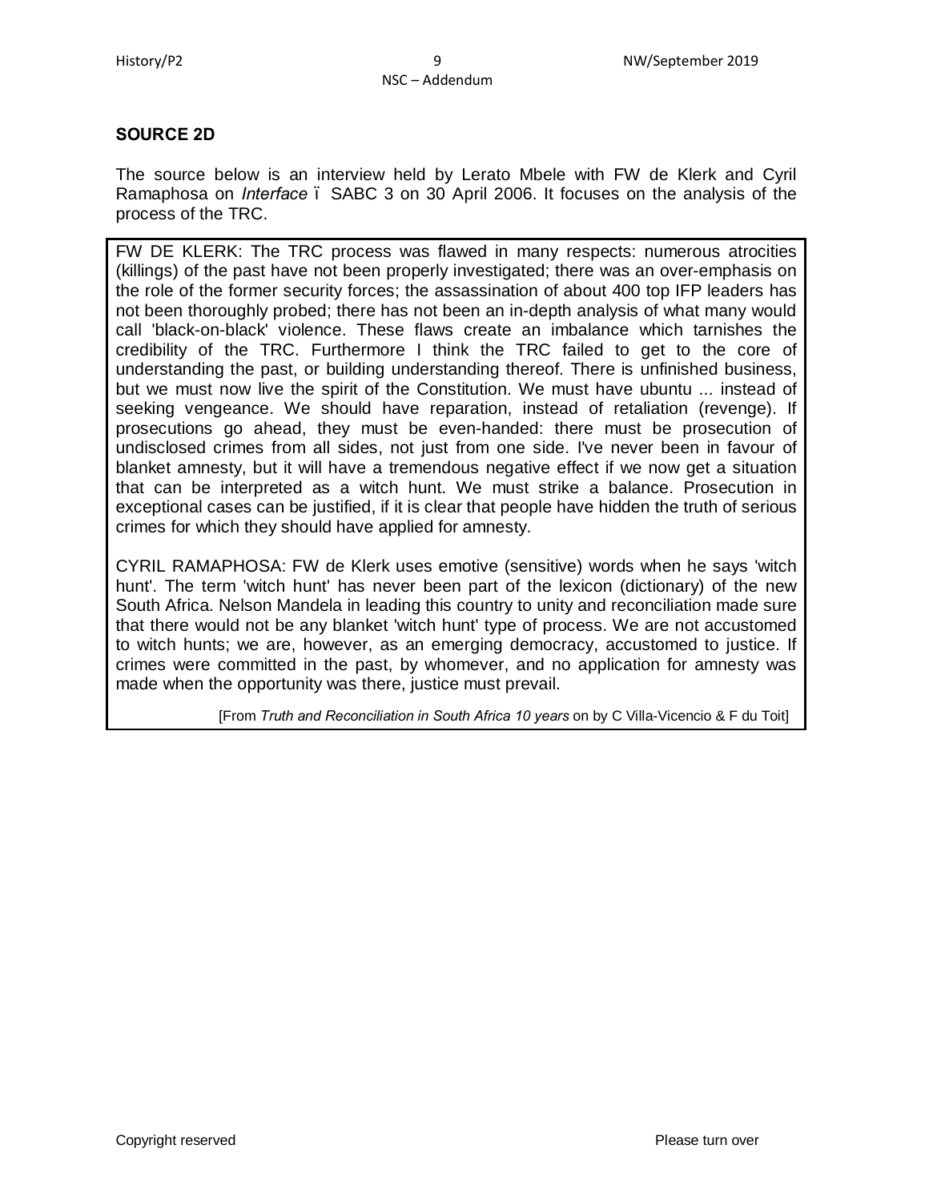## SOURCE 2D

The source below is an interview held by Lerato Mbele with FW de Klerk and Cyril Ramaphosa on *Interface* – SABC 3 on 30 April 2006. It focuses on the analysis of the process of the TRC.

FW DE KLERK: The TRC process was flawed in many respects: numerous atrocities (killings) of the past have not been properly investigated; there was an over-emphasis on the role of the former security forces; the assassination of about 400 top IFP leaders has not been thoroughly probed; there has not been an in-depth analysis of what many would call 'black-on-black' violence. These flaws create an imbalance which tarnishes the credibility of the TRC. Furthermore I think the TRC failed to get to the core of understanding the past, or building understanding thereof. There is unfinished business, but we must now live the spirit of the Constitution. We must have ubuntu ... instead of seeking vengeance. We should have reparation, instead of retaliation (revenge). If prosecutions go ahead, they must be even-handed: there must be prosecution of undisclosed crimes from all sides, not just from one side. I've never been in favour of blanket amnesty, but it will have a tremendous negative effect if we now get a situation that can be interpreted as a witch hunt. We must strike a balance. Prosecution in exceptional cases can be justified, if it is clear that people have hidden the truth of serious crimes for which they should have applied for amnesty.

CYRIL RAMAPHOSA: FW de Klerk uses emotive (sensitive) words when he says 'witch hunt'. The term 'witch hunt' has never been part of the lexicon (dictionary) of the new South Africa. Nelson Mandela in leading this country to unity and reconciliation made sure that there would not be any blanket 'witch hunt' type of process. We are not accustomed to witch hunts; we are, however, as an emerging democracy, accustomed to justice. If crimes were committed in the past, by whomever, and no application for amnesty was made when the opportunity was there, justice must prevail.

[From *Truth and Reconciliation in South Africa 10 years* on by C Villa-Vicencio & F du Toit]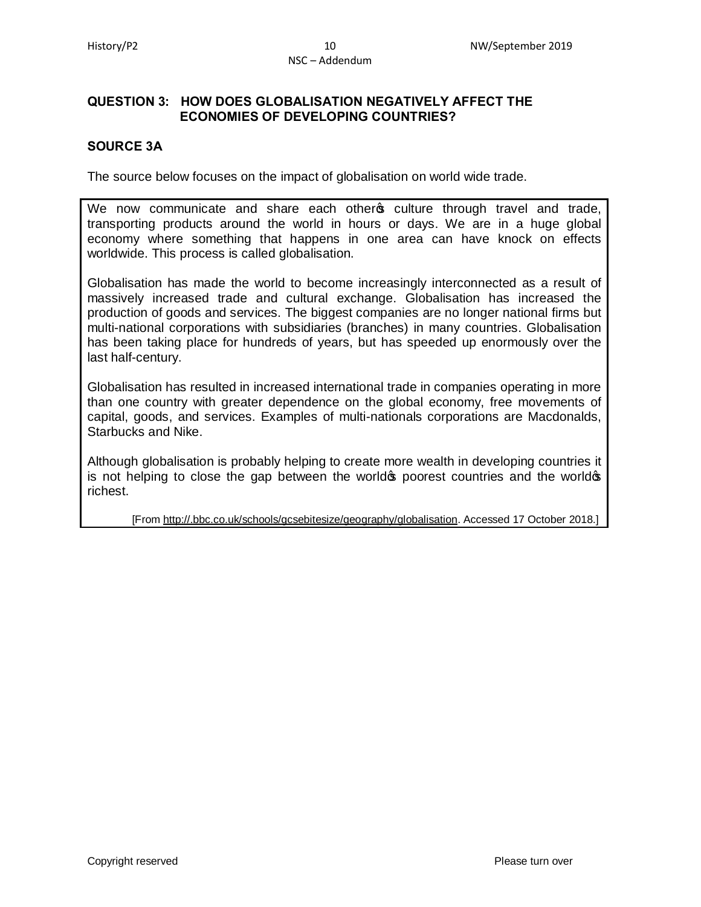## QUESTION 3: HOW DOES GLOBALISATION NEGATIVELY AFFECT THE ECONOMIES OF DEVELOPING COUNTRIES?

### SOURCE 3A

The source below focuses on the impact of globalisation on world wide trade.

We now communicate and share each other's culture through travel and trade, transporting products around the world in hours or days. We are in a huge global economy where something that happens in one area can have knock on effects worldwide. This process is called globalisation.

Globalisation has made the world to become increasingly interconnected as a result of massively increased trade and cultural exchange. Globalisation has increased the production of goods and services. The biggest companies are no longer national firms but multi-national corporations with subsidiaries (branches) in many countries. Globalisation has been taking place for hundreds of years, but has speeded up enormously over the last half-century.

Globalisation has resulted in increased international trade in companies operating in more than one country with greater dependence on the global economy, free movements of capital, goods, and services. Examples of multi-nationals corporations are Macdonalds, Starbucks and Nike.

Although globalisation is probably helping to create more wealth in developing countries it is not helping to close the gap between the world's poorest countries and the world's richest.

[From http://.bbc.co.uk/schools/gcsebitesize/geography/globalisation. Accessed 17 October 2018.]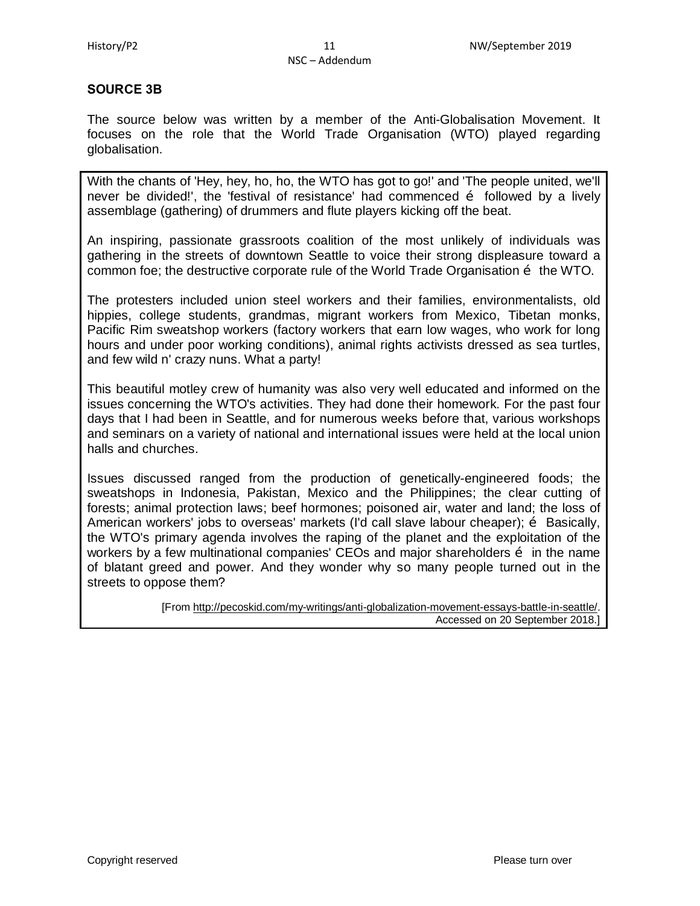**SOURCE 3B**

The source below was written by a member of the Anti-Globalisation Movement. It focuses on the role that the World Trade Organisation (WTO) played regarding globalisation.

With the chants of 'Hey, hey, ho, ho, the WTO has got to go!' and 'The people united, we'll never be divided!', the 'festival of resistance' had commenced … followed by a lively assemblage (gathering) of drummers and flute players kicking off the beat.

An inspiring, passionate grassroots coalition of the most unlikely of individuals was gathering in the streets of downtown Seattle to voice their strong displeasure toward a common foe; the destructive corporate rule of the World Trade Organisation … the WTO.

The protesters included union steel workers and their families, environmentalists, old hippies, college students, grandmas, migrant workers from Mexico, Tibetan monks, Pacific Rim sweatshop workers (factory workers that earn low wages, who work for long hours and under poor working conditions), animal rights activists dressed as sea turtles, and few wild n' crazy nuns. What a party!

This beautiful motley crew of humanity was also very well educated and informed on the issues concerning the WTO's activities. They had done their homework. For the past four days that I had been in Seattle, and for numerous weeks before that, various workshops and seminars on a variety of national and international issues were held at the local union halls and churches.

Issues discussed ranged from the production of genetically-engineered foods; the sweatshops in Indonesia, Pakistan, Mexico and the Philippines; the clear cutting of forests; animal protection laws; beef hormones; poisoned air, water and land; the loss of American workers' jobs to overseas' markets (I'd call slave labour cheaper); … Basically, the WTO's primary agenda involves the raping of the planet and the exploitation of the workers by a few multinational companies' CEOs and major shareholders … in the name of blatant greed and power. And they wonder why so many people turned out in the streets to oppose them?

[From http://pecoskid.com/my-writings/anti-globalization-movement-essays-battle-in-seattle/. Accessed on 20 September 2018.]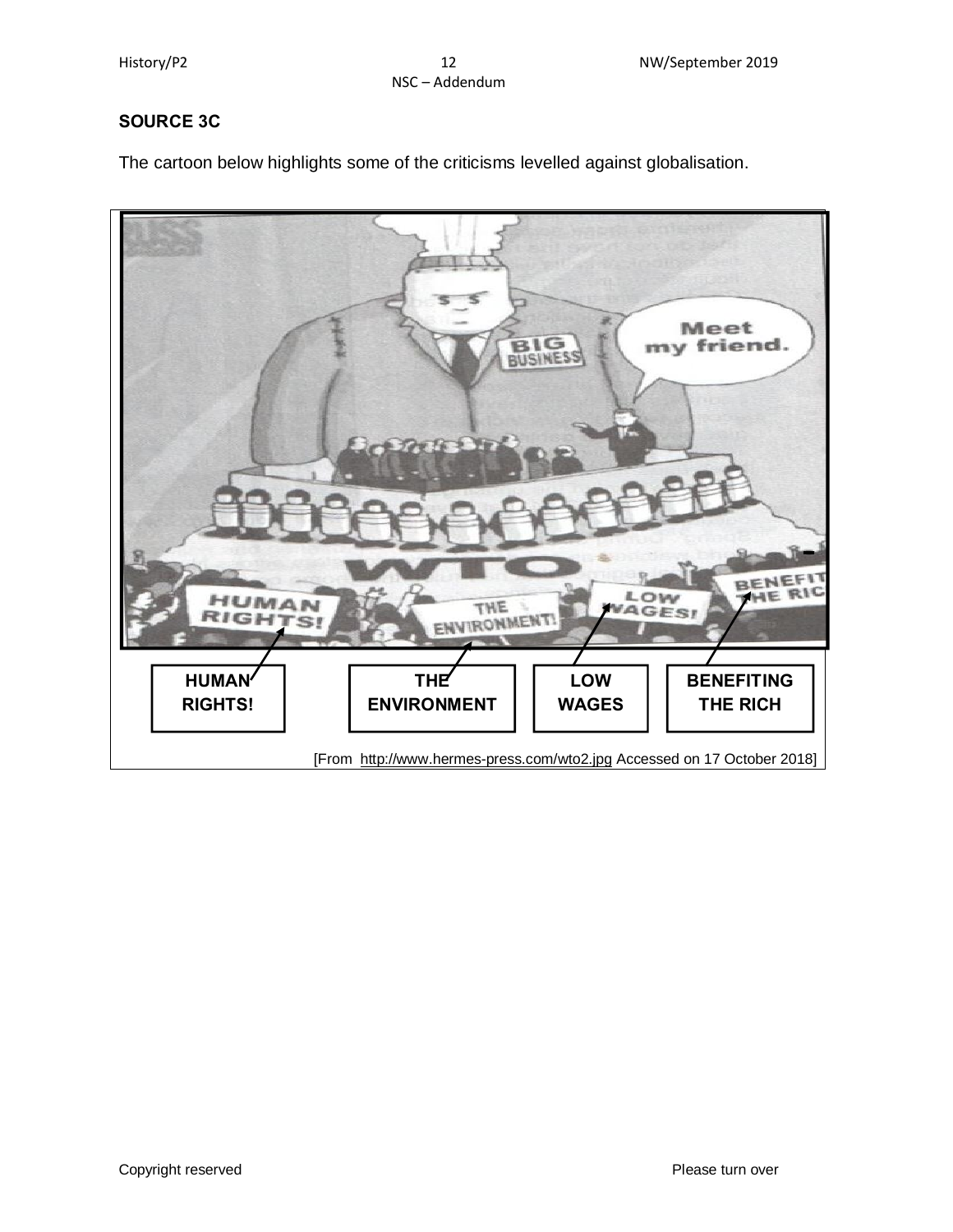**SOURCE 3C**

The cartoon below highlights some of the criticisms levelled against globalisation.

Meet my friend.

BIG BUSINESS

WTO

HUMAN RIGHTS!

THE ENVIRONMENT

LOW WAGES

BENEFITING THE RICH

[From http://www.hermes-press.com/wto2.jpg Accessed on 17 October 2018]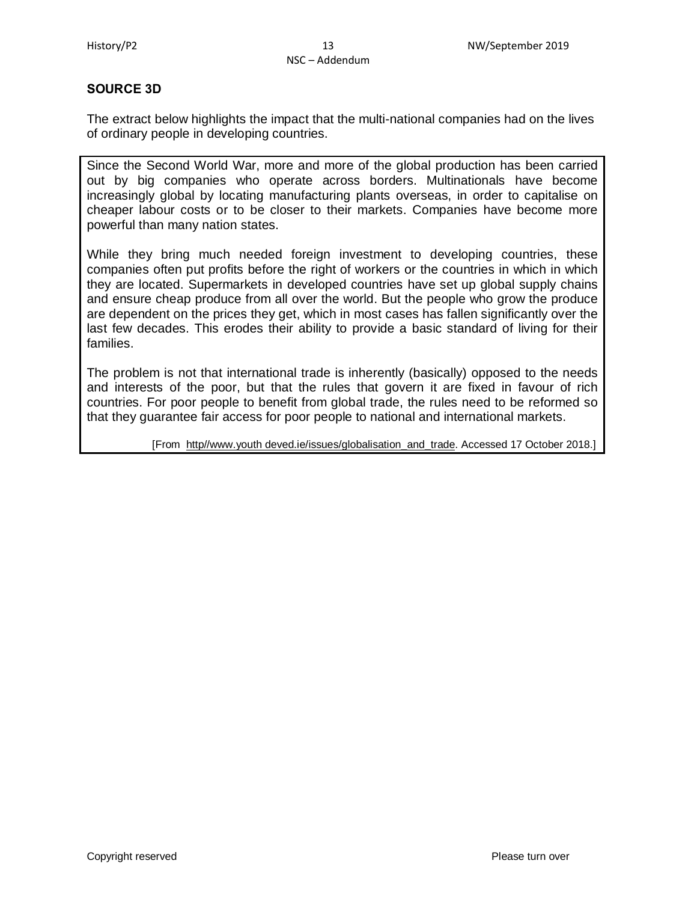## SOURCE 3D

The extract below highlights the impact that the multi-national companies had on the lives of ordinary people in developing countries.

Since the Second World War, more and more of the global production has been carried out by big companies who operate across borders. Multinationals have become increasingly global by locating manufacturing plants overseas, in order to capitalise on cheaper labour costs or to be closer to their markets. Companies have become more powerful than many nation states.

While they bring much needed foreign investment to developing countries, these companies often put profits before the right of workers or the countries in which in which they are located. Supermarkets in developed countries have set up global supply chains and ensure cheap produce from all over the world. But the people who grow the produce are dependent on the prices they get, which in most cases has fallen significantly over the last few decades. This erodes their ability to provide a basic standard of living for their families.

The problem is not that international trade is inherently (basically) opposed to the needs and interests of the poor, but that the rules that govern it are fixed in favour of rich countries. For poor people to benefit from global trade, the rules need to be reformed so that they guarantee fair access for poor people to national and international markets.

[From http//www.youth deved.ie/issues/globalisation_and_trade. Accessed 17 October 2018.]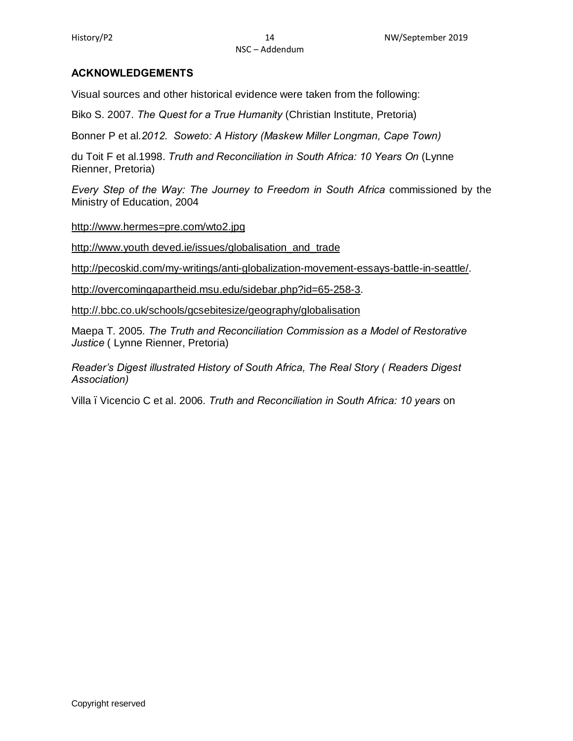## ACKNOWLEDGEMENTS

Visual sources and other historical evidence were taken from the following:

Biko S. 2007. *The Quest for a True Humanity* (Christian Institute, Pretoria)

Bonner P et al.*2012. Soweto: A History (Maskew Miller Longman, Cape Town)*

du Toit F et al.1998. *Truth and Reconciliation in South Africa: 10 Years On* (Lynne Rienner, Pretoria)

*Every Step of the Way: The Journey to Freedom in South Africa* commissioned by the Ministry of Education, 2004

http://www.hermes=pre.com/wto2.jpg

http://www.youth deved.ie/issues/globalisation_and_trade

http://pecoskid.com/my-writings/anti-globalization-movement-essays-battle-in-seattle/.

http://overcomingapartheid.msu.edu/sidebar.php?id=65-258-3.

http://.bbc.co.uk/schools/gcsebitesize/geography/globalisation

Maepa T. 2005. *The Truth and Reconciliation Commission as a Model of Restorative Justice* ( Lynne Rienner, Pretoria)

*Reader's Digest illustrated History of South Africa, The Real Story ( Readers Digest Association)*

Villa ï Vicencio C et al. 2006. *Truth and Reconciliation in South Africa: 10 years* on